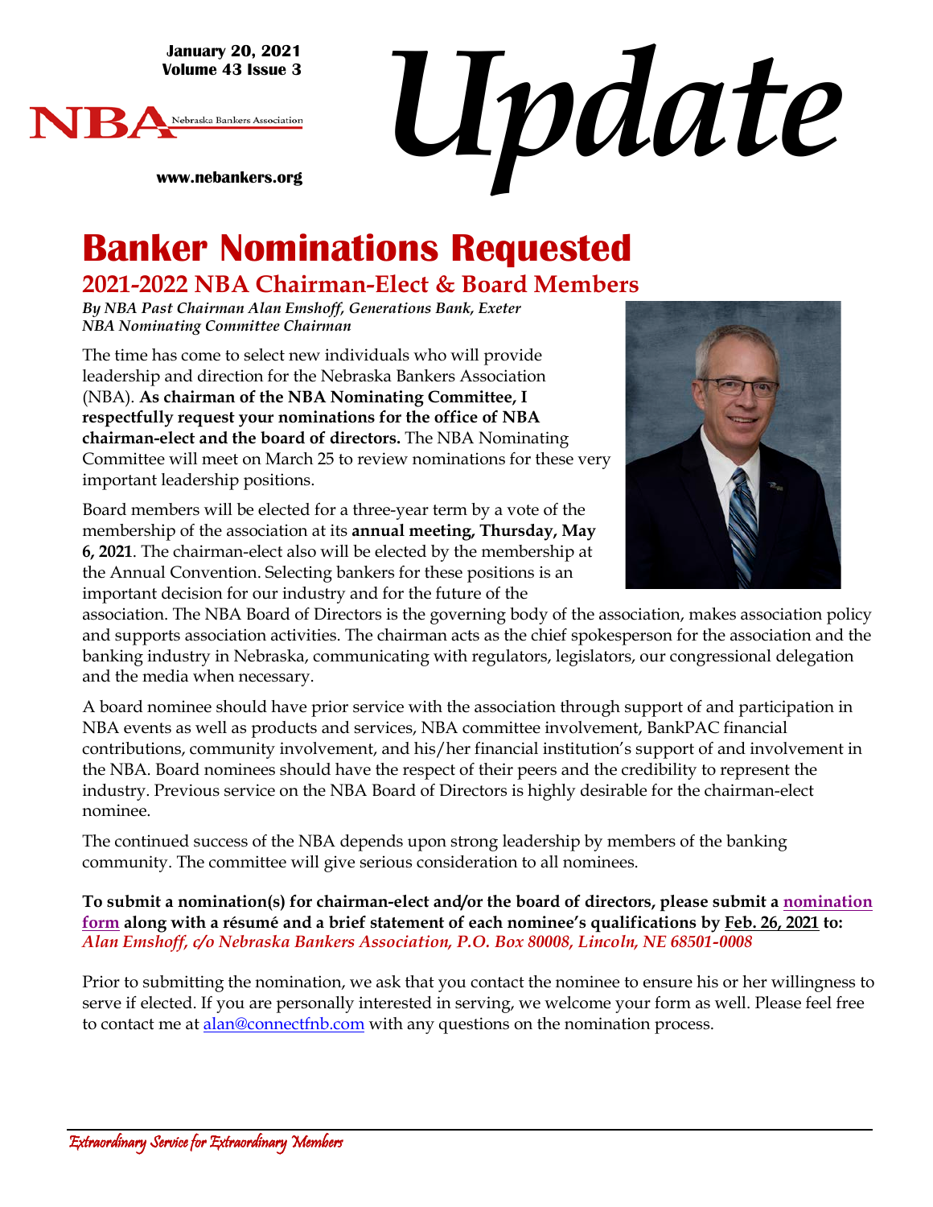January 20, 2021
Volume 43 Issue 3

NBA Nebraska Bankers Association

www.nebankers.org

# Update

# Banker Nominations Requested

## 2021-2022 NBA Chairman-Elect & Board Members

***By NBA Past Chairman Alan Emshoff, Generations Bank, Exeter***
***NBA Nominating Committee Chairman***

The time has come to select new individuals who will provide leadership and direction for the Nebraska Bankers Association (NBA). **As chairman of the NBA Nominating Committee, I respectfully request your nominations for the office of NBA chairman-elect and the board of directors.** The NBA Nominating Committee will meet on March 25 to review nominations for these very important leadership positions.

Board members will be elected for a three-year term by a vote of the membership of the association at its **annual meeting, Thursday, May 6, 2021**. The chairman-elect also will be elected by the membership at the Annual Convention. Selecting bankers for these positions is an important decision for our industry and for the future of the association. The NBA Board of Directors is the governing body of the association, makes association policy and supports association activities. The chairman acts as the chief spokesperson for the association and the banking industry in Nebraska, communicating with regulators, legislators, our congressional delegation and the media when necessary.

A board nominee should have prior service with the association through support of and participation in NBA events as well as products and services, NBA committee involvement, BankPAC financial contributions, community involvement, and his/her financial institution's support of and involvement in the NBA. Board nominees should have the respect of their peers and the credibility to represent the industry. Previous service on the NBA Board of Directors is highly desirable for the chairman-elect nominee.

The continued success of the NBA depends upon strong leadership by members of the banking community. The committee will give serious consideration to all nominees.

**To submit a nomination(s) for chairman-elect and/or the board of directors, please submit a nomination form along with a résumé and a brief statement of each nominee's qualifications by Feb. 26, 2021 to:**
*Alan Emshoff, c/o Nebraska Bankers Association, P.O. Box 80008, Lincoln, NE 68501-0008*

Prior to submitting the nomination, we ask that you contact the nominee to ensure his or her willingness to serve if elected. If you are personally interested in serving, we welcome your form as well. Please feel free to contact me at alan@connectfnb.com with any questions on the nomination process.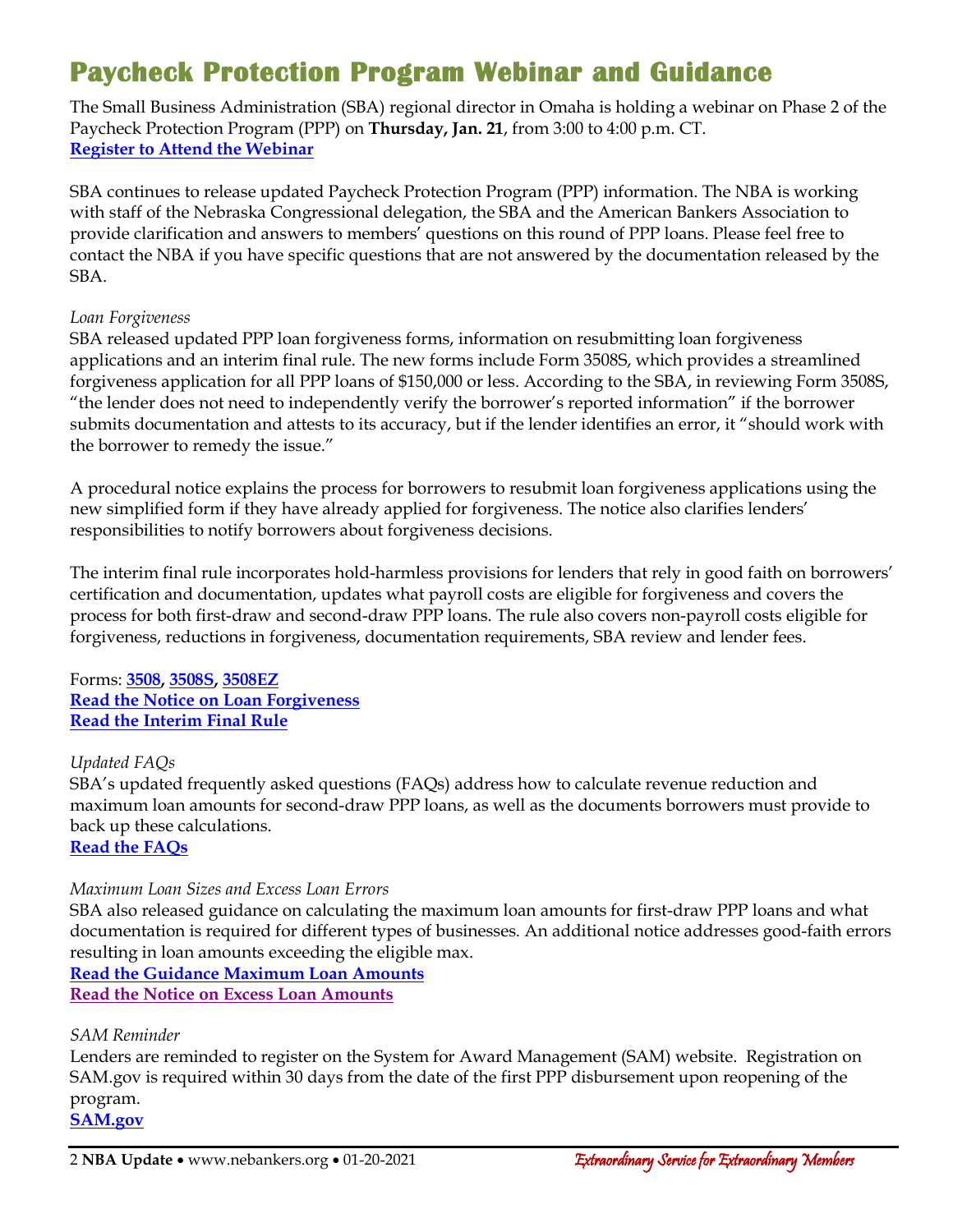# Paycheck Protection Program Webinar and Guidance

The Small Business Administration (SBA) regional director in Omaha is holding a webinar on Phase 2 of the Paycheck Protection Program (PPP) on **Thursday, Jan. 21**, from 3:00 to 4:00 p.m. CT.
**Register to Attend the Webinar**

SBA continues to release updated Paycheck Protection Program (PPP) information. The NBA is working with staff of the Nebraska Congressional delegation, the SBA and the American Bankers Association to provide clarification and answers to members' questions on this round of PPP loans. Please feel free to contact the NBA if you have specific questions that are not answered by the documentation released by the SBA.

*Loan Forgiveness*

SBA released updated PPP loan forgiveness forms, information on resubmitting loan forgiveness applications and an interim final rule. The new forms include Form 3508S, which provides a streamlined forgiveness application for all PPP loans of $150,000 or less. According to the SBA, in reviewing Form 3508S, "the lender does not need to independently verify the borrower's reported information" if the borrower submits documentation and attests to its accuracy, but if the lender identifies an error, it "should work with the borrower to remedy the issue."

A procedural notice explains the process for borrowers to resubmit loan forgiveness applications using the new simplified form if they have already applied for forgiveness. The notice also clarifies lenders' responsibilities to notify borrowers about forgiveness decisions.

The interim final rule incorporates hold-harmless provisions for lenders that rely in good faith on borrowers' certification and documentation, updates what payroll costs are eligible for forgiveness and covers the process for both first-draw and second-draw PPP loans. The rule also covers non-payroll costs eligible for forgiveness, reductions in forgiveness, documentation requirements, SBA review and lender fees.

Forms: **3508, 3508S, 3508EZ**
**Read the Notice on Loan Forgiveness**
**Read the Interim Final Rule**

*Updated FAQs*

SBA's updated frequently asked questions (FAQs) address how to calculate revenue reduction and maximum loan amounts for second-draw PPP loans, as well as the documents borrowers must provide to back up these calculations.
**Read the FAQs**

*Maximum Loan Sizes and Excess Loan Errors*

SBA also released guidance on calculating the maximum loan amounts for first-draw PPP loans and what documentation is required for different types of businesses. An additional notice addresses good-faith errors resulting in loan amounts exceeding the eligible max.
**Read the Guidance Maximum Loan Amounts**
**Read the Notice on Excess Loan Amounts**

*SAM Reminder*

Lenders are reminded to register on the System for Award Management (SAM) website. Registration on SAM.gov is required within 30 days from the date of the first PPP disbursement upon reopening of the program.
**SAM.gov**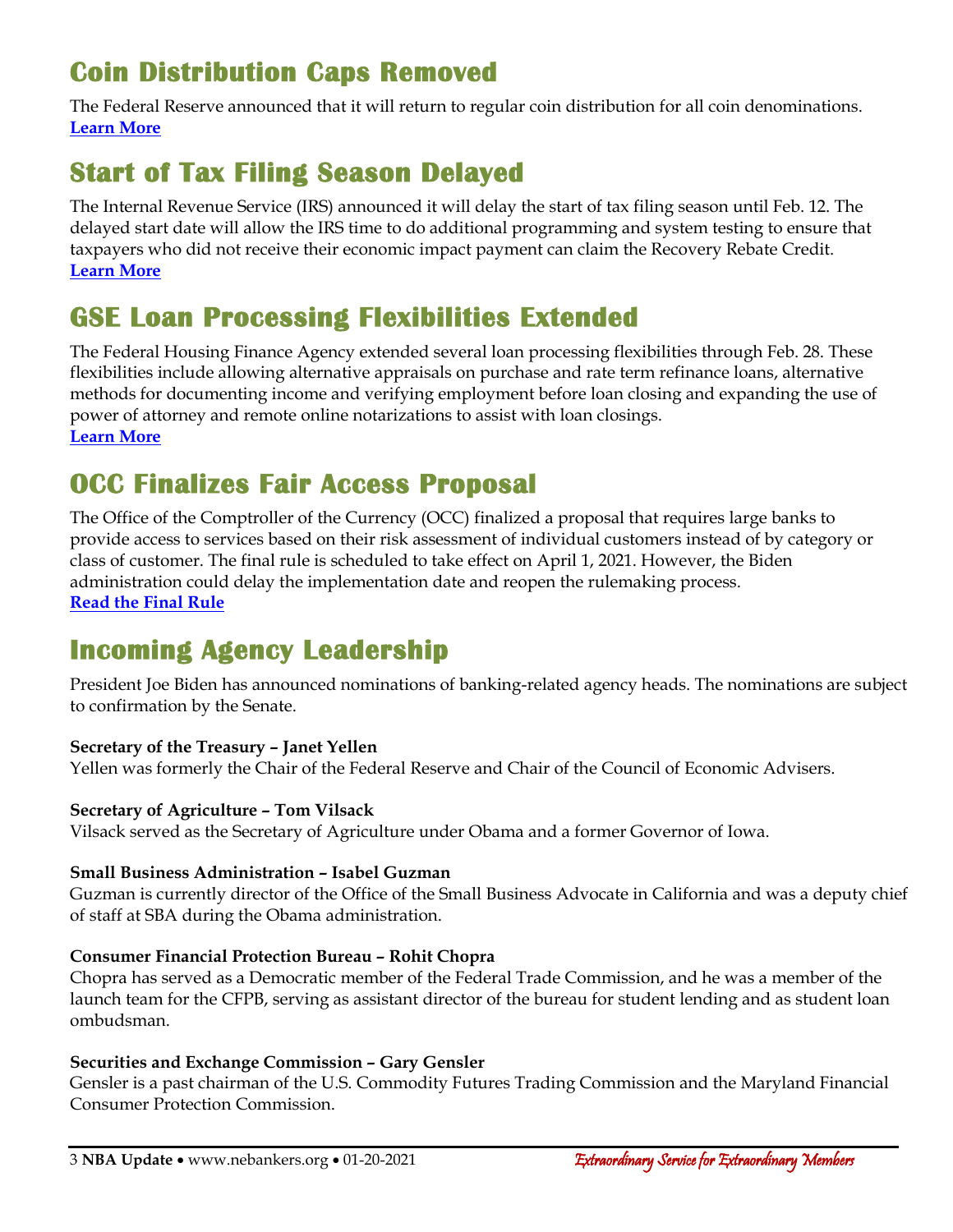## Coin Distribution Caps Removed

The Federal Reserve announced that it will return to regular coin distribution for all coin denominations.
**Learn More**

## Start of Tax Filing Season Delayed

The Internal Revenue Service (IRS) announced it will delay the start of tax filing season until Feb. 12. The delayed start date will allow the IRS time to do additional programming and system testing to ensure that taxpayers who did not receive their economic impact payment can claim the Recovery Rebate Credit.
**Learn More**

## GSE Loan Processing Flexibilities Extended

The Federal Housing Finance Agency extended several loan processing flexibilities through Feb. 28. These flexibilities include allowing alternative appraisals on purchase and rate term refinance loans, alternative methods for documenting income and verifying employment before loan closing and expanding the use of power of attorney and remote online notarizations to assist with loan closings.
**Learn More**

## OCC Finalizes Fair Access Proposal

The Office of the Comptroller of the Currency (OCC) finalized a proposal that requires large banks to provide access to services based on their risk assessment of individual customers instead of by category or class of customer. The final rule is scheduled to take effect on April 1, 2021. However, the Biden administration could delay the implementation date and reopen the rulemaking process.
**Read the Final Rule**

## Incoming Agency Leadership

President Joe Biden has announced nominations of banking-related agency heads. The nominations are subject to confirmation by the Senate.

**Secretary of the Treasury – Janet Yellen**
Yellen was formerly the Chair of the Federal Reserve and Chair of the Council of Economic Advisers.

**Secretary of Agriculture – Tom Vilsack**
Vilsack served as the Secretary of Agriculture under Obama and a former Governor of Iowa.

**Small Business Administration – Isabel Guzman**
Guzman is currently director of the Office of the Small Business Advocate in California and was a deputy chief of staff at SBA during the Obama administration.

**Consumer Financial Protection Bureau – Rohit Chopra**
Chopra has served as a Democratic member of the Federal Trade Commission, and he was a member of the launch team for the CFPB, serving as assistant director of the bureau for student lending and as student loan ombudsman.

**Securities and Exchange Commission – Gary Gensler**
Gensler is a past chairman of the U.S. Commodity Futures Trading Commission and the Maryland Financial Consumer Protection Commission.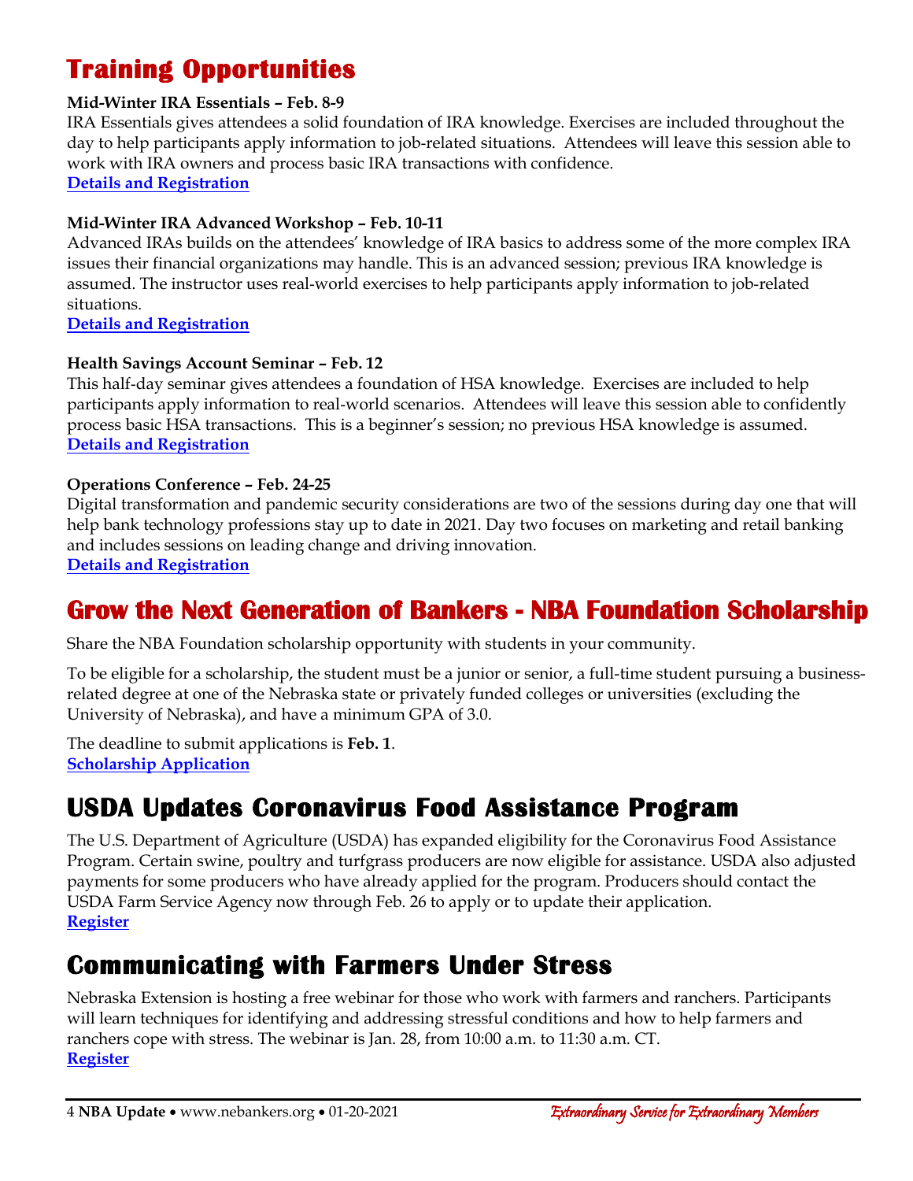# Training Opportunities

**Mid-Winter IRA Essentials – Feb. 8-9**

IRA Essentials gives attendees a solid foundation of IRA knowledge. Exercises are included throughout the day to help participants apply information to job-related situations. Attendees will leave this session able to work with IRA owners and process basic IRA transactions with confidence.

**Details and Registration**

**Mid-Winter IRA Advanced Workshop – Feb. 10-11**

Advanced IRAs builds on the attendees' knowledge of IRA basics to address some of the more complex IRA issues their financial organizations may handle. This is an advanced session; previous IRA knowledge is assumed. The instructor uses real-world exercises to help participants apply information to job-related situations.

**Details and Registration**

**Health Savings Account Seminar – Feb. 12**

This half-day seminar gives attendees a foundation of HSA knowledge. Exercises are included to help participants apply information to real-world scenarios. Attendees will leave this session able to confidently process basic HSA transactions. This is a beginner's session; no previous HSA knowledge is assumed.

**Details and Registration**

**Operations Conference – Feb. 24-25**

Digital transformation and pandemic security considerations are two of the sessions during day one that will help bank technology professions stay up to date in 2021. Day two focuses on marketing and retail banking and includes sessions on leading change and driving innovation.

**Details and Registration**

# Grow the Next Generation of Bankers - NBA Foundation Scholarship

Share the NBA Foundation scholarship opportunity with students in your community.

To be eligible for a scholarship, the student must be a junior or senior, a full-time student pursuing a business-related degree at one of the Nebraska state or privately funded colleges or universities (excluding the University of Nebraska), and have a minimum GPA of 3.0.

The deadline to submit applications is **Feb. 1**.

**Scholarship Application**

# USDA Updates Coronavirus Food Assistance Program

The U.S. Department of Agriculture (USDA) has expanded eligibility for the Coronavirus Food Assistance Program. Certain swine, poultry and turfgrass producers are now eligible for assistance. USDA also adjusted payments for some producers who have already applied for the program. Producers should contact the USDA Farm Service Agency now through Feb. 26 to apply or to update their application.

**Register**

# Communicating with Farmers Under Stress

Nebraska Extension is hosting a free webinar for those who work with farmers and ranchers. Participants will learn techniques for identifying and addressing stressful conditions and how to help farmers and ranchers cope with stress. The webinar is Jan. 28, from 10:00 a.m. to 11:30 a.m. CT.

**Register**